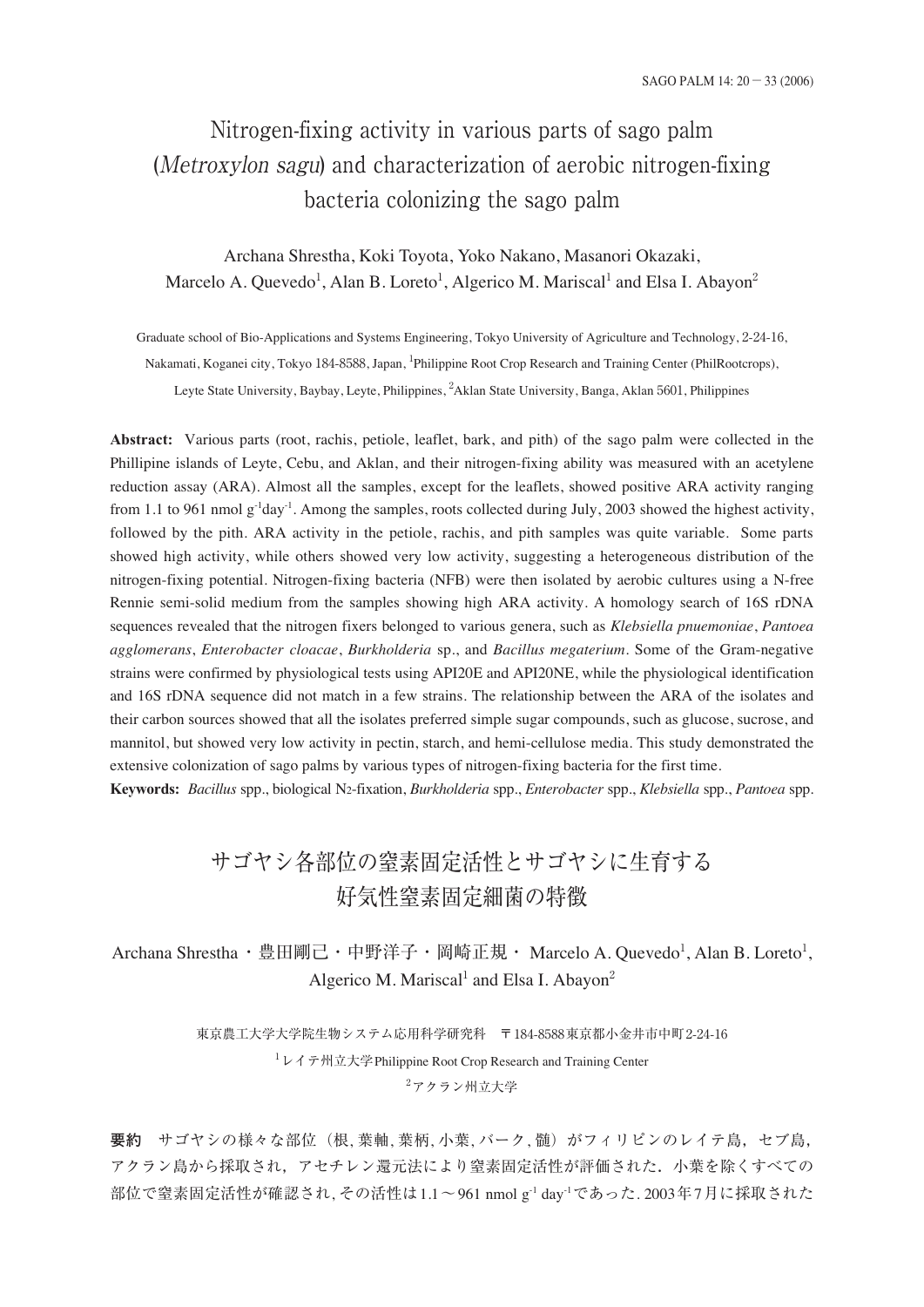# Nitrogen-fixing activity in various parts of sago palm (*Metroxylon sagu*) and characterization of aerobic nitrogen-fixing bacteria colonizing the sago palm

Archana Shrestha, Koki Toyota, Yoko Nakano, Masanori Okazaki, Marcelo A. Quevedo[1], Alan B. Loreto[1], Algerico M. Mariscal[1] and Elsa I. Abayon[2]

Graduate school of Bio-Applications and Systems Engineering, Tokyo University of Agriculture and Technology, 2-24-16, Nakamati, Koganei city, Tokyo 184-8588, Japan, [1]Philippine Root Crop Research and Training Center (PhilRootcrops), Leyte State University, Baybay, Leyte, Philippines, [2]Aklan State University, Banga, Aklan 5601, Philippines

**Abstract:** Various parts (root, rachis, petiole, leaflet, bark, and pith) of the sago palm were collected in the Phillipine islands of Leyte, Cebu, and Aklan, and their nitrogen-fixing ability was measured with an acetylene reduction assay (ARA). Almost all the samples, except for the leaflets, showed positive ARA activity ranging from 1.1 to 961 nmol $g^{-1}day^{-1}$. Among the samples, roots collected during July, 2003 showed the highest activity, followed by the pith. ARA activity in the petiole, rachis, and pith samples was quite variable. Some parts showed high activity, while others showed very low activity, suggesting a heterogeneous distribution of the nitrogen-fixing potential. Nitrogen-fixing bacteria (NFB) were then isolated by aerobic cultures using a N-free Rennie semi-solid medium from the samples showing high ARA activity. A homology search of 16S rDNA sequences revealed that the nitrogen fixers belonged to various genera, such as *Klebsiella pnuemoniae*, *Pantoea agglomerans*, *Enterobacter cloacae*, *Burkholderia* sp., and *Bacillus megaterium*. Some of the Gram-negative strains were confirmed by physiological tests using API20E and API20NE, while the physiological identification and 16S rDNA sequence did not match in a few strains. The relationship between the ARA of the isolates and their carbon sources showed that all the isolates preferred simple sugar compounds, such as glucose, sucrose, and mannitol, but showed very low activity in pectin, starch, and hemi-cellulose media. This study demonstrated the extensive colonization of sago palms by various types of nitrogen-fixing bacteria for the first time.

**Keywords:** *Bacillus* spp., biological $N_2$-fixation, *Burkholderia* spp., *Enterobacter* spp., *Klebsiella* spp., *Pantoea* spp.

# サゴヤシ各部位の窒素固定活性とサゴヤシに生育する好気性窒素固定細菌の特徴

Archana Shrestha・豊田剛己・中野洋子・岡崎正規・ Marcelo A. Quevedo[1], Alan B. Loreto[1], Algerico M. Mariscal[1] and Elsa I. Abayon[2]

東京農工大学大学院生物システム応用科学研究科　〒184-8588東京都小金井市中町2-24-16

[1]レイテ州立大学Philippine Root Crop Research and Training Center

[2]アクラン州立大学

**要約**　サゴヤシの様々な部位（根, 葉軸, 葉柄, 小葉, バーク, 髄）がフィリピンのレイテ島，セブ島，アクラン島から採取され，アセチレン還元法により窒素固定活性が評価された．小葉を除くすべての部位で窒素固定活性が確認され, その活性は1.1～961 nmol $g^{-1}$ $day^{-1}$であった. 2003年7月に採取された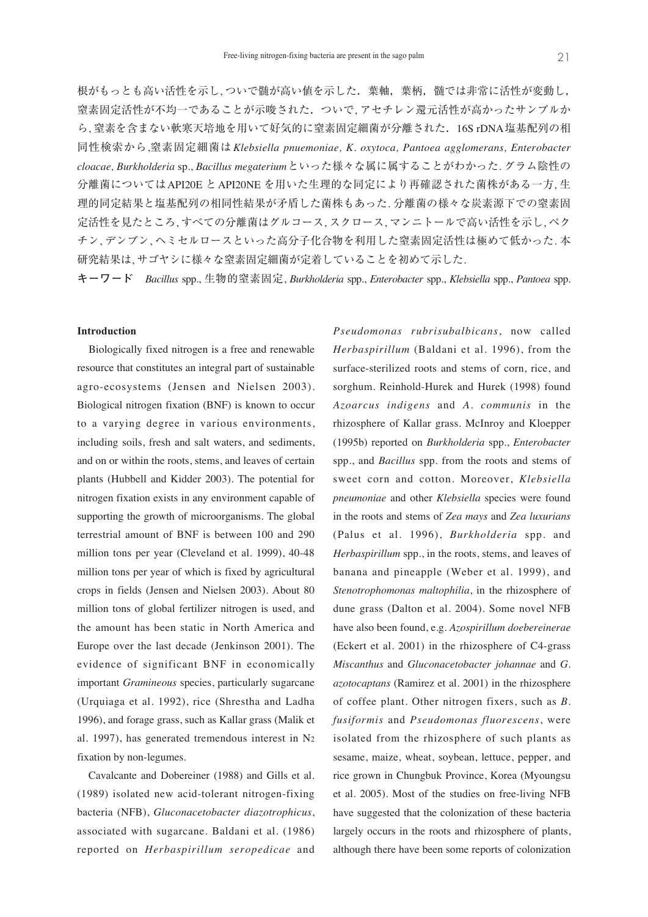根がもっとも高い活性を示し,ついで髄が高い値を示した．葉軸，葉柄，髄では非常に活性が変動し，窒素固定活性が不均一であることが示唆された．ついで,アセチレン還元活性が高かったサンプルから,窒素を含まない軟寒天培地を用いて好気的に窒素固定細菌が分離された．16S rDNA塩基配列の相同性検索から,窒素固定細菌は*Klebsiella pnuemoniae, K. oxytoca, Pantoea agglomerans, Enterobacter cloacae, Burkholderia* sp., *Bacillus megaterium*といった様々な属に属することがわかった. グラム陰性の分離菌についてはAPI20E とAPI20NE を用いた生理的な同定により再確認された菌株がある一方,生理的同定結果と塩基配列の相同性結果が矛盾した菌株もあった. 分離菌の様々な炭素源下での窒素固定活性を見たところ,すべての分離菌はグルコース,スクロース,マンニトールで高い活性を示し,ペクチン,デンプン,ヘミセルロースといった高分子化合物を利用した窒素固定活性は極めて低かった. 本研究結果は,サゴヤシに様々な窒素固定細菌が定着していることを初めて示した.

**キーワード**　*Bacillus* spp., 生物的窒素固定, *Burkholderia* spp., *Enterobacter* spp., *Klebsiella* spp., *Pantoea* spp.

## Introduction

Biologically fixed nitrogen is a free and renewable resource that constitutes an integral part of sustainable agro-ecosystems (Jensen and Nielsen 2003). Biological nitrogen fixation (BNF) is known to occur to a varying degree in various environments, including soils, fresh and salt waters, and sediments, and on or within the roots, stems, and leaves of certain plants (Hubbell and Kidder 2003). The potential for nitrogen fixation exists in any environment capable of supporting the growth of microorganisms. The global terrestrial amount of BNF is between 100 and 290 million tons per year (Cleveland et al. 1999), 40-48 million tons per year of which is fixed by agricultural crops in fields (Jensen and Nielsen 2003). About 80 million tons of global fertilizer nitrogen is used, and the amount has been static in North America and Europe over the last decade (Jenkinson 2001). The evidence of significant BNF in economically important *Gramineous* species, particularly sugarcane (Urquiaga et al. 1992), rice (Shrestha and Ladha 1996), and forage grass, such as Kallar grass (Malik et al. 1997), has generated tremendous interest in $N_2$ fixation by non-legumes.

Cavalcante and Dobereiner (1988) and Gills et al. (1989) isolated new acid-tolerant nitrogen-fixing bacteria (NFB), *Gluconacetobacter diazotrophicus*, associated with sugarcane. Baldani et al. (1986) reported on *Herbaspirillum seropedicae* and *Pseudomonas rubrisubalbicans*, now called *Herbaspirillum* (Baldani et al. 1996), from the surface-sterilized roots and stems of corn, rice, and sorghum. Reinhold-Hurek and Hurek (1998) found *Azoarcus indigens* and *A. communis* in the rhizosphere of Kallar grass. McInroy and Kloepper (1995b) reported on *Burkholderia* spp., *Enterobacter* spp., and *Bacillus* spp. from the roots and stems of sweet corn and cotton. Moreover, *Klebsiella pneumoniae* and other *Klebsiella* species were found in the roots and stems of *Zea mays* and *Zea luxurians* (Palus et al. 1996), *Burkholderia* spp. and *Herbaspirillum* spp., in the roots, stems, and leaves of banana and pineapple (Weber et al. 1999), and *Stenotrophomonas maltophilia*, in the rhizosphere of dune grass (Dalton et al. 2004). Some novel NFB have also been found, e.g. *Azospirillum doebereinerae* (Eckert et al. 2001) in the rhizosphere of C4-grass *Miscanthus* and *Gluconacetobacter johannae* and *G. azotocaptans* (Ramirez et al. 2001) in the rhizosphere of coffee plant. Other nitrogen fixers, such as *B. fusiformis* and *Pseudomonas fluorescens*, were isolated from the rhizosphere of such plants as sesame, maize, wheat, soybean, lettuce, pepper, and rice grown in Chungbuk Province, Korea (Myoungsu et al. 2005). Most of the studies on free-living NFB have suggested that the colonization of these bacteria largely occurs in the roots and rhizosphere of plants, although there have been some reports of colonization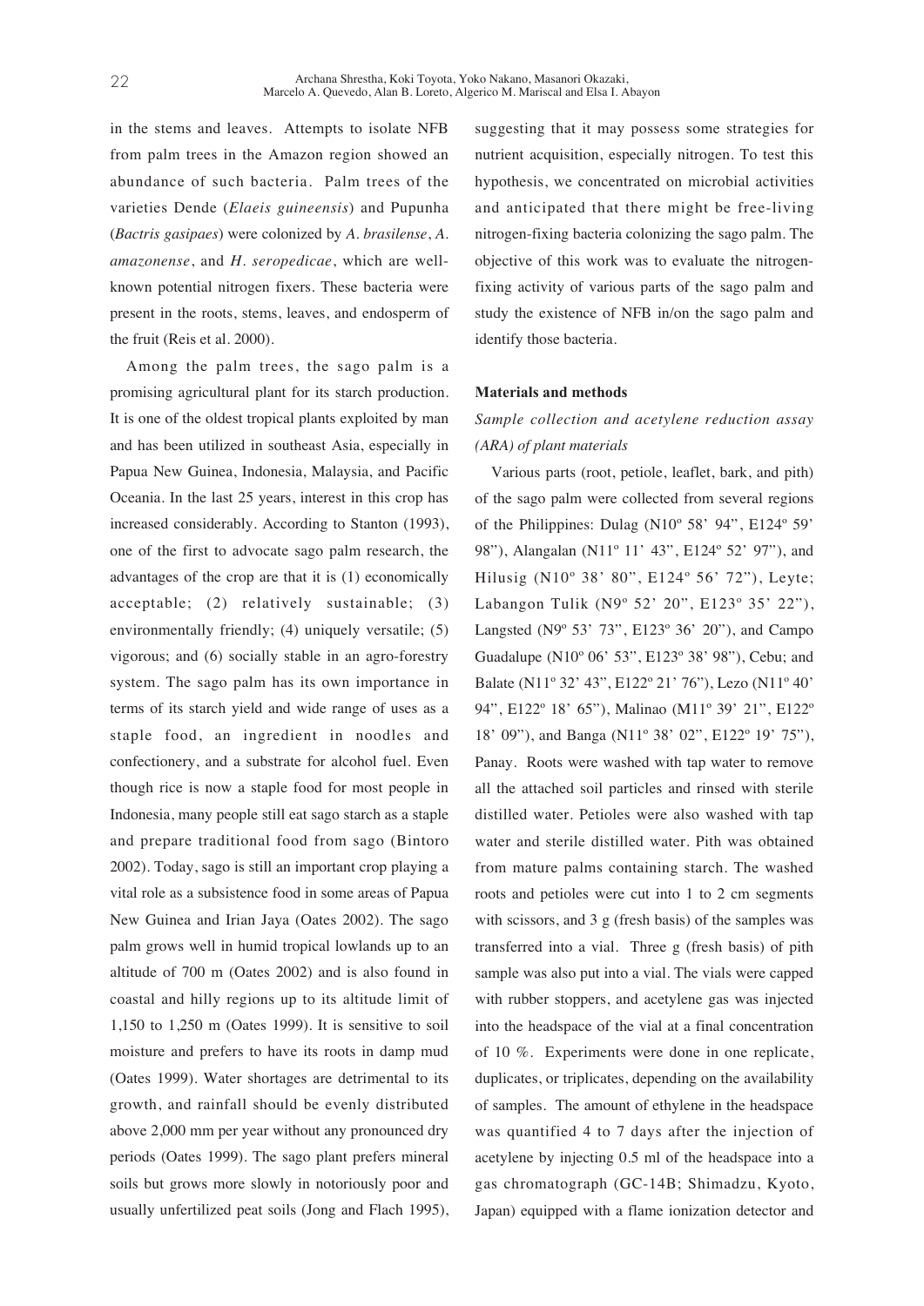in the stems and leaves. Attempts to isolate NFB from palm trees in the Amazon region showed an abundance of such bacteria. Palm trees of the varieties Dende (*Elaeis guineensis*) and Pupunha (*Bactris gasipaes*) were colonized by *A. brasilense*, *A. amazonense*, and *H. seropedicae*, which are well-known potential nitrogen fixers. These bacteria were present in the roots, stems, leaves, and endosperm of the fruit (Reis et al. 2000).

Among the palm trees, the sago palm is a promising agricultural plant for its starch production. It is one of the oldest tropical plants exploited by man and has been utilized in southeast Asia, especially in Papua New Guinea, Indonesia, Malaysia, and Pacific Oceania. In the last 25 years, interest in this crop has increased considerably. According to Stanton (1993), one of the first to advocate sago palm research, the advantages of the crop are that it is (1) economically acceptable; (2) relatively sustainable; (3) environmentally friendly; (4) uniquely versatile; (5) vigorous; and (6) socially stable in an agro-forestry system. The sago palm has its own importance in terms of its starch yield and wide range of uses as a staple food, an ingredient in noodles and confectionery, and a substrate for alcohol fuel. Even though rice is now a staple food for most people in Indonesia, many people still eat sago starch as a staple and prepare traditional food from sago (Bintoro 2002). Today, sago is still an important crop playing a vital role as a subsistence food in some areas of Papua New Guinea and Irian Jaya (Oates 2002). The sago palm grows well in humid tropical lowlands up to an altitude of 700 m (Oates 2002) and is also found in coastal and hilly regions up to its altitude limit of 1,150 to 1,250 m (Oates 1999). It is sensitive to soil moisture and prefers to have its roots in damp mud (Oates 1999). Water shortages are detrimental to its growth, and rainfall should be evenly distributed above 2,000 mm per year without any pronounced dry periods (Oates 1999). The sago plant prefers mineral soils but grows more slowly in notoriously poor and usually unfertilized peat soils (Jong and Flach 1995), suggesting that it may possess some strategies for nutrient acquisition, especially nitrogen. To test this hypothesis, we concentrated on microbial activities and anticipated that there might be free-living nitrogen-fixing bacteria colonizing the sago palm. The objective of this work was to evaluate the nitrogen-fixing activity of various parts of the sago palm and study the existence of NFB in/on the sago palm and identify those bacteria.

## Materials and methods

### *Sample collection and acetylene reduction assay (ARA) of plant materials*

Various parts (root, petiole, leaflet, bark, and pith) of the sago palm were collected from several regions of the Philippines: Dulag (N10º 58' 94", E124º 59' 98"), Alangalan (N11º 11' 43", E124º 52' 97"), and Hilusig (N10º 38' 80", E124º 56' 72"), Leyte; Labangon Tulik (N9º 52' 20", E123º 35' 22"), Langsted (N9º 53' 73", E123º 36' 20"), and Campo Guadalupe (N10º 06' 53", E123º 38' 98"), Cebu; and Balate (N11º 32' 43", E122º 21' 76"), Lezo (N11º 40' 94", E122º 18' 65"), Malinao (M11º 39' 21", E122º 18' 09"), and Banga (N11º 38' 02", E122º 19' 75"), Panay. Roots were washed with tap water to remove all the attached soil particles and rinsed with sterile distilled water. Petioles were also washed with tap water and sterile distilled water. Pith was obtained from mature palms containing starch. The washed roots and petioles were cut into 1 to 2 cm segments with scissors, and 3 g (fresh basis) of the samples was transferred into a vial. Three g (fresh basis) of pith sample was also put into a vial. The vials were capped with rubber stoppers, and acetylene gas was injected into the headspace of the vial at a final concentration of 10 %. Experiments were done in one replicate, duplicates, or triplicates, depending on the availability of samples. The amount of ethylene in the headspace was quantified 4 to 7 days after the injection of acetylene by injecting 0.5 ml of the headspace into a gas chromatograph (GC-14B; Shimadzu, Kyoto, Japan) equipped with a flame ionization detector and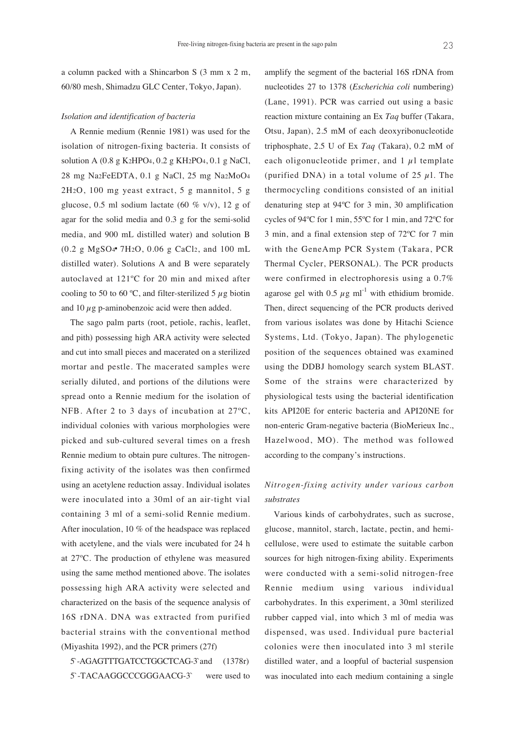a column packed with a Shincarbon S (3 mm x 2 m, 60/80 mesh, Shimadzu GLC Center, Tokyo, Japan).

### *Isolation and identification of bacteria*

A Rennie medium (Rennie 1981) was used for the isolation of nitrogen-fixing bacteria. It consists of solution A (0.8 g $K_2HPO_4$, 0.2 g $KH_2PO_4$, 0.1 g NaCl, 28 mg $Na_2FeEDTA$, 0.1 g NaCl, 25 mg $Na_2MoO_4$ $2H_2O$, 100 mg yeast extract, 5 g mannitol, 5 g glucose, 0.5 ml sodium lactate (60 % v/v), 12 g of agar for the solid media and 0.3 g for the semi-solid media, and 900 mL distilled water) and solution B (0.2 g $MgSO_4 \cdot 7H_2O$, 0.06 g $CaCl_2$, and 100 mL distilled water). Solutions A and B were separately autoclaved at 121ºC for 20 min and mixed after cooling to 50 to 60 ºC, and filter-sterilized 5 $\mu$g biotin and 10 $\mu$g p-aminobenzoic acid were then added.

The sago palm parts (root, petiole, rachis, leaflet, and pith) possessing high ARA activity were selected and cut into small pieces and macerated on a sterilized mortar and pestle. The macerated samples were serially diluted, and portions of the dilutions were spread onto a Rennie medium for the isolation of NFB. After 2 to 3 days of incubation at 27ºC, individual colonies with various morphologies were picked and sub-cultured several times on a fresh Rennie medium to obtain pure cultures. The nitrogen-fixing activity of the isolates was then confirmed using an acetylene reduction assay. Individual isolates were inoculated into a 30ml of an air-tight vial containing 3 ml of a semi-solid Rennie medium. After inoculation, 10 % of the headspace was replaced with acetylene, and the vials were incubated for 24 h at 27ºC. The production of ethylene was measured using the same method mentioned above. The isolates possessing high ARA activity were selected and characterized on the basis of the sequence analysis of 16S rDNA. DNA was extracted from purified bacterial strains with the conventional method (Miyashita 1992), and the PCR primers (27f)

5`-AGAGTTTGATCCTGGCTCAG-3`and (1378r) 5`-TACAAGGCCCGGGAACG-3` were used to amplify the segment of the bacterial 16S rDNA from nucleotides 27 to 1378 (*Escherichia coli* numbering) (Lane, 1991). PCR was carried out using a basic reaction mixture containing an Ex *Taq* buffer (Takara, Otsu, Japan), 2.5 mM of each deoxyribonucleotide triphosphate, 2.5 U of Ex *Taq* (Takara), 0.2 mM of each oligonucleotide primer, and 1 $\mu$l template (purified DNA) in a total volume of 25 $\mu$l. The thermocycling conditions consisted of an initial denaturing step at 94ºC for 3 min, 30 amplification cycles of 94ºC for 1 min, 55ºC for 1 min, and 72ºC for 3 min, and a final extension step of 72ºC for 7 min with the GeneAmp PCR System (Takara, PCR Thermal Cycler, PERSONAL). The PCR products were confirmed in electrophoresis using a 0.7% agarose gel with 0.5 $\mu$g $ml^{-1}$ with ethidium bromide. Then, direct sequencing of the PCR products derived from various isolates was done by Hitachi Science Systems, Ltd. (Tokyo, Japan). The phylogenetic position of the sequences obtained was examined using the DDBJ homology search system BLAST. Some of the strains were characterized by physiological tests using the bacterial identification kits API20E for enteric bacteria and API20NE for non-enteric Gram-negative bacteria (BioMerieux Inc., Hazelwood, MO). The method was followed according to the company's instructions.

### *Nitrogen-fixing activity under various carbon substrates*

Various kinds of carbohydrates, such as sucrose, glucose, mannitol, starch, lactate, pectin, and hemi-cellulose, were used to estimate the suitable carbon sources for high nitrogen-fixing ability. Experiments were conducted with a semi-solid nitrogen-free Rennie medium using various individual carbohydrates. In this experiment, a 30ml sterilized rubber capped vial, into which 3 ml of media was dispensed, was used. Individual pure bacterial colonies were then inoculated into 3 ml sterile distilled water, and a loopful of bacterial suspension was inoculated into each medium containing a single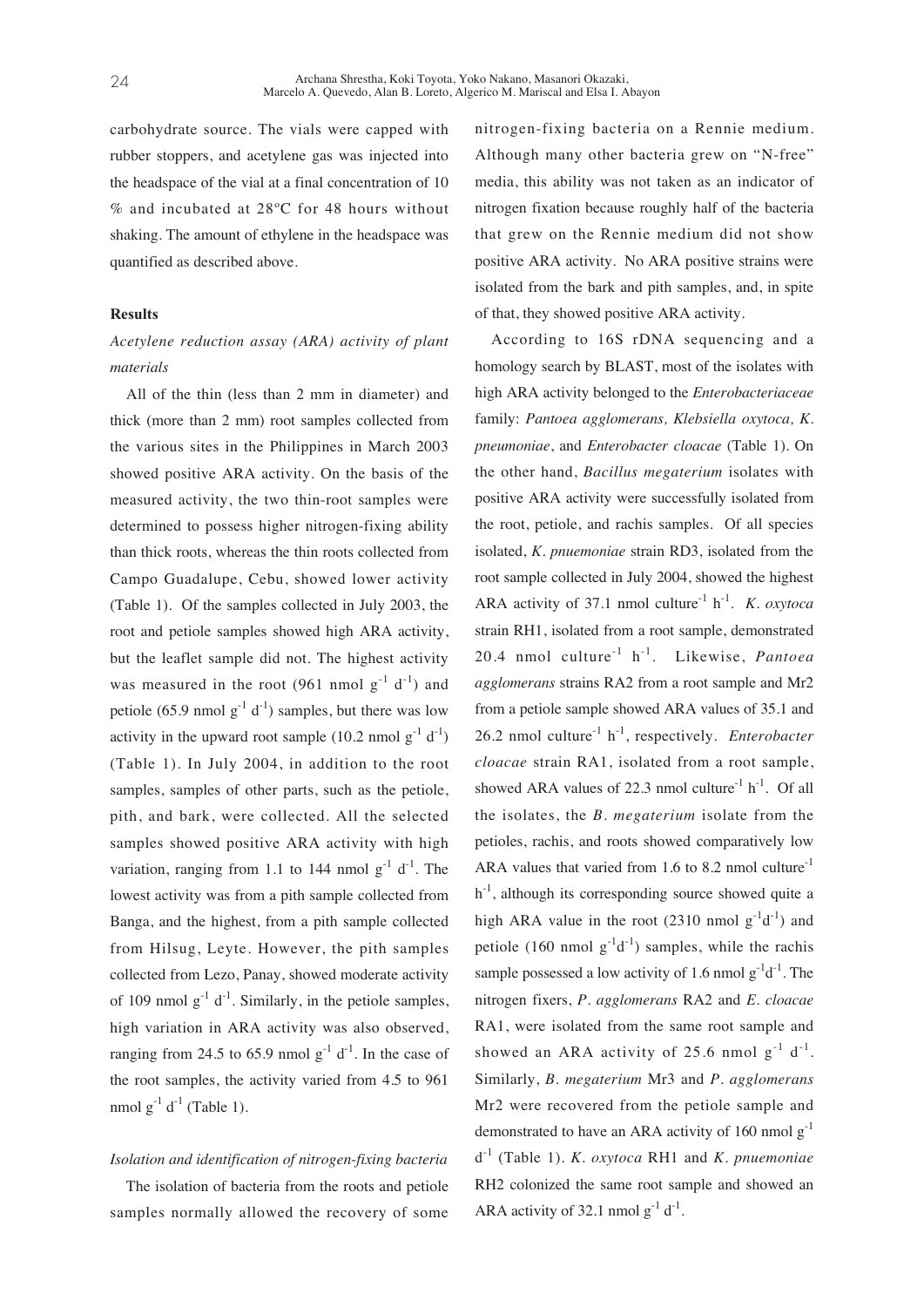carbohydrate source. The vials were capped with rubber stoppers, and acetylene gas was injected into the headspace of the vial at a final concentration of 10 % and incubated at 28ºC for 48 hours without shaking. The amount of ethylene in the headspace was quantified as described above.

## Results

### *Acetylene reduction assay (ARA) activity of plant materials*

All of the thin (less than 2 mm in diameter) and thick (more than 2 mm) root samples collected from the various sites in the Philippines in March 2003 showed positive ARA activity. On the basis of the measured activity, the two thin-root samples were determined to possess higher nitrogen-fixing ability than thick roots, whereas the thin roots collected from Campo Guadalupe, Cebu, showed lower activity (Table 1). Of the samples collected in July 2003, the root and petiole samples showed high ARA activity, but the leaflet sample did not. The highest activity was measured in the root (961 nmol $g^{-1}$ $d^{-1}$) and petiole (65.9 nmol $g^{-1}$ $d^{-1}$) samples, but there was low activity in the upward root sample (10.2 nmol $g^{-1}$ $d^{-1}$) (Table 1). In July 2004, in addition to the root samples, samples of other parts, such as the petiole, pith, and bark, were collected. All the selected samples showed positive ARA activity with high variation, ranging from 1.1 to 144 nmol $g^{-1}$ $d^{-1}$. The lowest activity was from a pith sample collected from Banga, and the highest, from a pith sample collected from Hilsug, Leyte. However, the pith samples collected from Lezo, Panay, showed moderate activity of 109 nmol $g^{-1}$ $d^{-1}$. Similarly, in the petiole samples, high variation in ARA activity was also observed, ranging from 24.5 to 65.9 nmol $g^{-1}$ $d^{-1}$. In the case of the root samples, the activity varied from 4.5 to 961 nmol $g^{-1}$ $d^{-1}$ (Table 1).

### *Isolation and identification of nitrogen-fixing bacteria*

The isolation of bacteria from the roots and petiole samples normally allowed the recovery of some nitrogen-fixing bacteria on a Rennie medium. Although many other bacteria grew on "N-free" media, this ability was not taken as an indicator of nitrogen fixation because roughly half of the bacteria that grew on the Rennie medium did not show positive ARA activity. No ARA positive strains were isolated from the bark and pith samples, and, in spite of that, they showed positive ARA activity.

According to 16S rDNA sequencing and a homology search by BLAST, most of the isolates with high ARA activity belonged to the *Enterobacteriaceae* family: *Pantoea agglomerans, Klebsiella oxytoca, K. pneumoniae*, and *Enterobacter cloacae* (Table 1). On the other hand, *Bacillus megaterium* isolates with positive ARA activity were successfully isolated from the root, petiole, and rachis samples. Of all species isolated, *K. pnuemoniae* strain RD3, isolated from the root sample collected in July 2004, showed the highest ARA activity of 37.1 nmol $culture^{-1}$ $h^{-1}$. *K. oxytoca* strain RH1, isolated from a root sample, demonstrated 20.4 nmol $culture^{-1}$ $h^{-1}$. Likewise, *Pantoea agglomerans* strains RA2 from a root sample and Mr2 from a petiole sample showed ARA values of 35.1 and 26.2 nmol $culture^{-1}$ $h^{-1}$, respectively. *Enterobacter cloacae* strain RA1, isolated from a root sample, showed ARA values of 22.3 nmol $culture^{-1}$ $h^{-1}$. Of all the isolates, the *B. megaterium* isolate from the petioles, rachis, and roots showed comparatively low ARA values that varied from 1.6 to 8.2 nmol $culture^{-1}$ $h^{-1}$, although its corresponding source showed quite a high ARA value in the root (2310 nmol $g^{-1}d^{-1}$) and petiole (160 nmol $g^{-1}d^{-1}$) samples, while the rachis sample possessed a low activity of 1.6 nmol $g^{-1}d^{-1}$. The nitrogen fixers, *P. agglomerans* RA2 and *E. cloacae* RA1, were isolated from the same root sample and showed an ARA activity of 25.6 nmol $g^{-1}$ $d^{-1}$. Similarly, *B. megaterium* Mr3 and *P. agglomerans* Mr2 were recovered from the petiole sample and demonstrated to have an ARA activity of 160 nmol $g^{-1}$ $d^{-1}$ (Table 1). *K. oxytoca* RH1 and *K. pnuemoniae* RH2 colonized the same root sample and showed an ARA activity of 32.1 nmol $g^{-1}$ $d^{-1}$.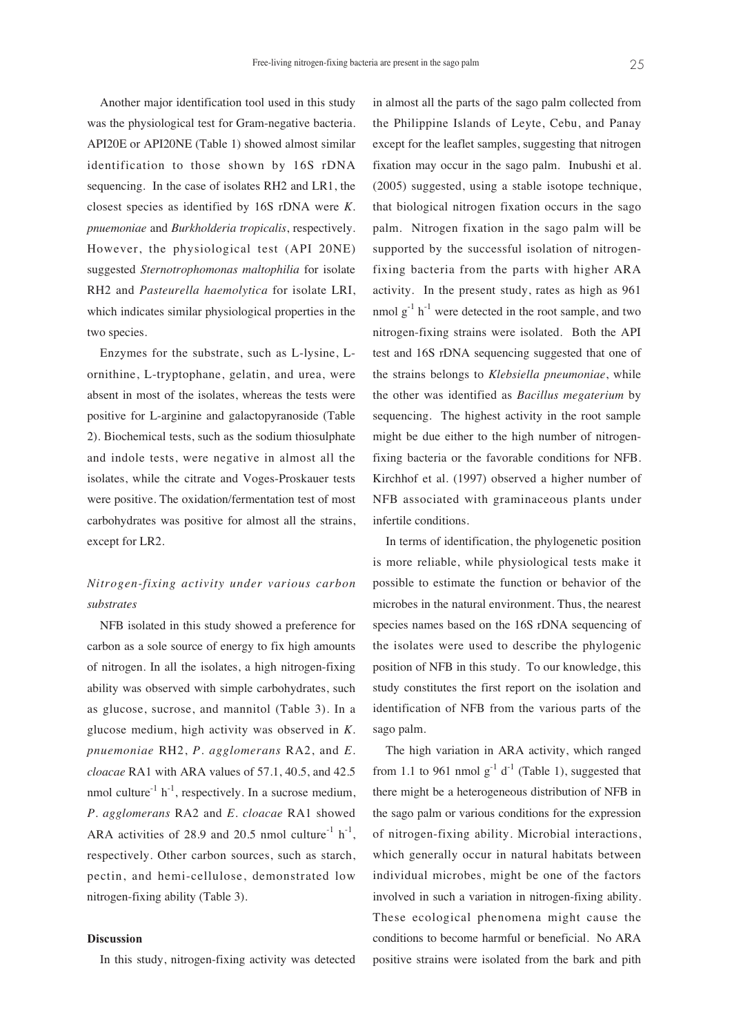Another major identification tool used in this study was the physiological test for Gram-negative bacteria. API20E or API20NE (Table 1) showed almost similar identification to those shown by 16S rDNA sequencing. In the case of isolates RH2 and LR1, the closest species as identified by 16S rDNA were *K. pnuemoniae* and *Burkholderia tropicalis*, respectively. However, the physiological test (API 20NE) suggested *Sternotrophomonas maltophilia* for isolate RH2 and *Pasteurella haemolytica* for isolate LRI, which indicates similar physiological properties in the two species.

Enzymes for the substrate, such as L-lysine, L-ornithine, L-tryptophane, gelatin, and urea, were absent in most of the isolates, whereas the tests were positive for L-arginine and galactopyranoside (Table 2). Biochemical tests, such as the sodium thiosulphate and indole tests, were negative in almost all the isolates, while the citrate and Voges-Proskauer tests were positive. The oxidation/fermentation test of most carbohydrates was positive for almost all the strains, except for LR2.

### *Nitrogen-fixing activity under various carbon substrates*

NFB isolated in this study showed a preference for carbon as a sole source of energy to fix high amounts of nitrogen. In all the isolates, a high nitrogen-fixing ability was observed with simple carbohydrates, such as glucose, sucrose, and mannitol (Table 3). In a glucose medium, high activity was observed in *K. pnuemoniae* RH2, *P. agglomerans* RA2, and *E. cloacae* RA1 with ARA values of 57.1, 40.5, and 42.5 nmol culture$^{-1}$ h$^{-1}$, respectively. In a sucrose medium, *P. agglomerans* RA2 and *E. cloacae* RA1 showed ARA activities of 28.9 and 20.5 nmol culture$^{-1}$ h$^{-1}$, respectively. Other carbon sources, such as starch, pectin, and hemi-cellulose, demonstrated low nitrogen-fixing ability (Table 3).

## Discussion

In this study, nitrogen-fixing activity was detected in almost all the parts of the sago palm collected from the Philippine Islands of Leyte, Cebu, and Panay except for the leaflet samples, suggesting that nitrogen fixation may occur in the sago palm. Inubushi et al. (2005) suggested, using a stable isotope technique, that biological nitrogen fixation occurs in the sago palm. Nitrogen fixation in the sago palm will be supported by the successful isolation of nitrogen-fixing bacteria from the parts with higher ARA activity. In the present study, rates as high as 961 nmol g$^{-1}$ h$^{-1}$ were detected in the root sample, and two nitrogen-fixing strains were isolated. Both the API test and 16S rDNA sequencing suggested that one of the strains belongs to *Klebsiella pneumoniae*, while the other was identified as *Bacillus megaterium* by sequencing. The highest activity in the root sample might be due either to the high number of nitrogen-fixing bacteria or the favorable conditions for NFB. Kirchhof et al. (1997) observed a higher number of NFB associated with graminaceous plants under infertile conditions.

In terms of identification, the phylogenetic position is more reliable, while physiological tests make it possible to estimate the function or behavior of the microbes in the natural environment. Thus, the nearest species names based on the 16S rDNA sequencing of the isolates were used to describe the phylogenic position of NFB in this study. To our knowledge, this study constitutes the first report on the isolation and identification of NFB from the various parts of the sago palm.

The high variation in ARA activity, which ranged from 1.1 to 961 nmol g$^{-1}$ d$^{-1}$ (Table 1), suggested that there might be a heterogeneous distribution of NFB in the sago palm or various conditions for the expression of nitrogen-fixing ability. Microbial interactions, which generally occur in natural habitats between individual microbes, might be one of the factors involved in such a variation in nitrogen-fixing ability. These ecological phenomena might cause the conditions to become harmful or beneficial. No ARA positive strains were isolated from the bark and pith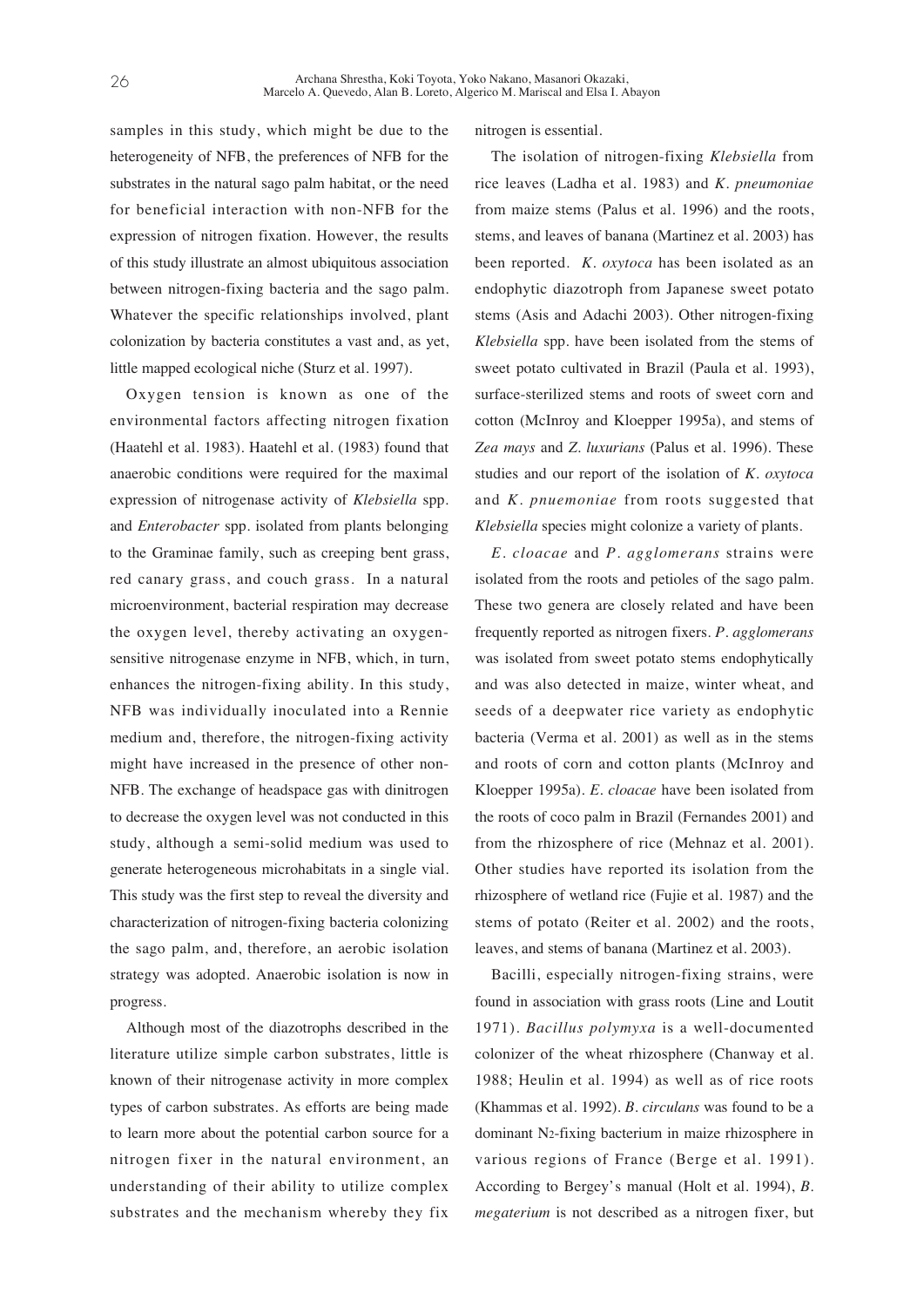samples in this study, which might be due to the heterogeneity of NFB, the preferences of NFB for the substrates in the natural sago palm habitat, or the need for beneficial interaction with non-NFB for the expression of nitrogen fixation. However, the results of this study illustrate an almost ubiquitous association between nitrogen-fixing bacteria and the sago palm. Whatever the specific relationships involved, plant colonization by bacteria constitutes a vast and, as yet, little mapped ecological niche (Sturz et al. 1997).

Oxygen tension is known as one of the environmental factors affecting nitrogen fixation (Haatehl et al. 1983). Haatehl et al. (1983) found that anaerobic conditions were required for the maximal expression of nitrogenase activity of *Klebsiella* spp. and *Enterobacter* spp. isolated from plants belonging to the Graminae family, such as creeping bent grass, red canary grass, and couch grass. In a natural microenvironment, bacterial respiration may decrease the oxygen level, thereby activating an oxygen-sensitive nitrogenase enzyme in NFB, which, in turn, enhances the nitrogen-fixing ability. In this study, NFB was individually inoculated into a Rennie medium and, therefore, the nitrogen-fixing activity might have increased in the presence of other non-NFB. The exchange of headspace gas with dinitrogen to decrease the oxygen level was not conducted in this study, although a semi-solid medium was used to generate heterogeneous microhabitats in a single vial. This study was the first step to reveal the diversity and characterization of nitrogen-fixing bacteria colonizing the sago palm, and, therefore, an aerobic isolation strategy was adopted. Anaerobic isolation is now in progress.

Although most of the diazotrophs described in the literature utilize simple carbon substrates, little is known of their nitrogenase activity in more complex types of carbon substrates. As efforts are being made to learn more about the potential carbon source for a nitrogen fixer in the natural environment, an understanding of their ability to utilize complex substrates and the mechanism whereby they fix nitrogen is essential.

The isolation of nitrogen-fixing *Klebsiella* from rice leaves (Ladha et al. 1983) and *K. pneumoniae* from maize stems (Palus et al. 1996) and the roots, stems, and leaves of banana (Martinez et al. 2003) has been reported. *K. oxytoca* has been isolated as an endophytic diazotroph from Japanese sweet potato stems (Asis and Adachi 2003). Other nitrogen-fixing *Klebsiella* spp. have been isolated from the stems of sweet potato cultivated in Brazil (Paula et al. 1993), surface-sterilized stems and roots of sweet corn and cotton (McInroy and Kloepper 1995a), and stems of *Zea mays* and *Z. luxurians* (Palus et al. 1996). These studies and our report of the isolation of *K. oxytoca* and *K. pnuemoniae* from roots suggested that *Klebsiella* species might colonize a variety of plants.

*E. cloacae* and *P. agglomerans* strains were isolated from the roots and petioles of the sago palm. These two genera are closely related and have been frequently reported as nitrogen fixers. *P. agglomerans* was isolated from sweet potato stems endophytically and was also detected in maize, winter wheat, and seeds of a deepwater rice variety as endophytic bacteria (Verma et al. 2001) as well as in the stems and roots of corn and cotton plants (McInroy and Kloepper 1995a). *E. cloacae* have been isolated from the roots of coco palm in Brazil (Fernandes 2001) and from the rhizosphere of rice (Mehnaz et al. 2001). Other studies have reported its isolation from the rhizosphere of wetland rice (Fujie et al. 1987) and the stems of potato (Reiter et al. 2002) and the roots, leaves, and stems of banana (Martinez et al. 2003).

Bacilli, especially nitrogen-fixing strains, were found in association with grass roots (Line and Loutit 1971). *Bacillus polymyxa* is a well-documented colonizer of the wheat rhizosphere (Chanway et al. 1988; Heulin et al. 1994) as well as of rice roots (Khammas et al. 1992). *B. circulans* was found to be a dominant $N_2$-fixing bacterium in maize rhizosphere in various regions of France (Berge et al. 1991). According to Bergey's manual (Holt et al. 1994), *B. megaterium* is not described as a nitrogen fixer, but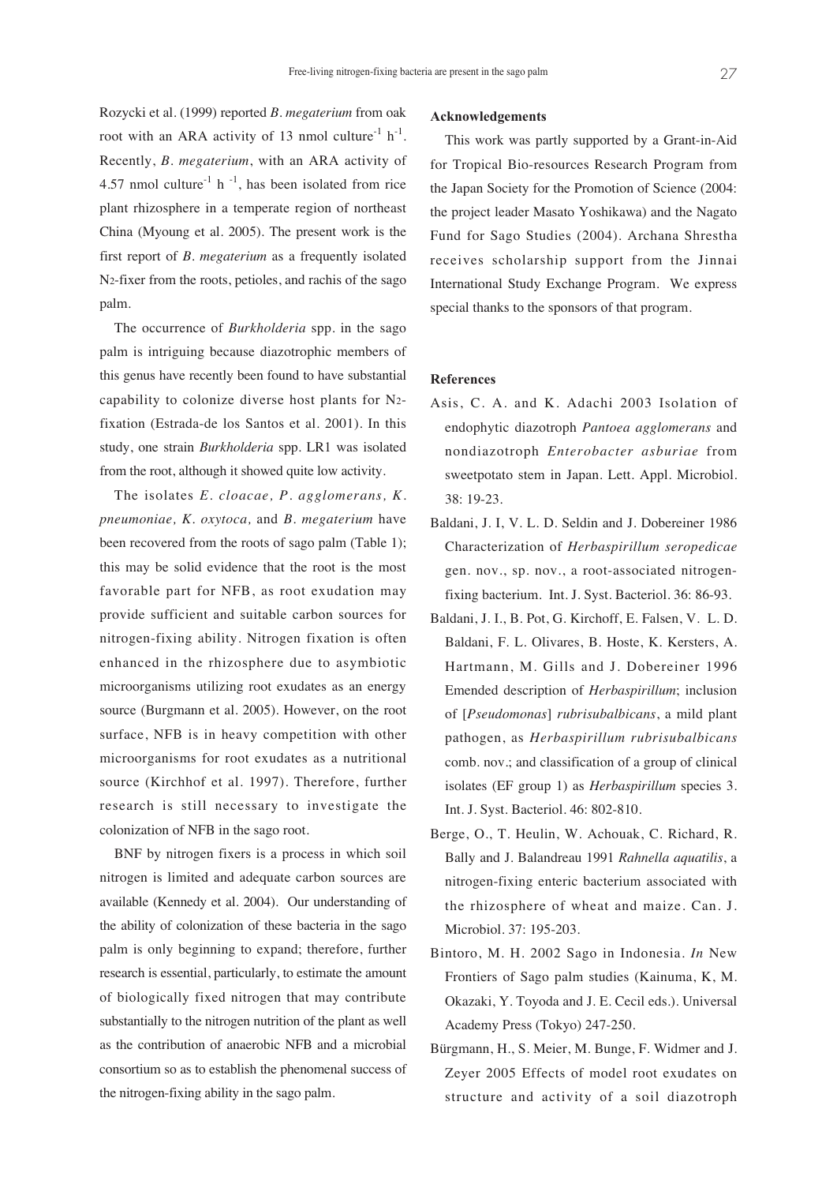Rozycki et al. (1999) reported *B. megaterium* from oak root with an ARA activity of 13 nmol culture$^{-1}$ h$^{-1}$. Recently, *B. megaterium*, with an ARA activity of 4.57 nmol culture$^{-1}$ h$^{-1}$, has been isolated from rice plant rhizosphere in a temperate region of northeast China (Myoung et al. 2005). The present work is the first report of *B. megaterium* as a frequently isolated $N_2$-fixer from the roots, petioles, and rachis of the sago palm.

The occurrence of *Burkholderia* spp. in the sago palm is intriguing because diazotrophic members of this genus have recently been found to have substantial capability to colonize diverse host plants for $N_2$-fixation (Estrada-de los Santos et al. 2001). In this study, one strain *Burkholderia* spp. LR1 was isolated from the root, although it showed quite low activity.

The isolates *E. cloacae, P. agglomerans, K. pneumoniae, K. oxytoca,* and *B. megaterium* have been recovered from the roots of sago palm (Table 1); this may be solid evidence that the root is the most favorable part for NFB, as root exudation may provide sufficient and suitable carbon sources for nitrogen-fixing ability. Nitrogen fixation is often enhanced in the rhizosphere due to asymbiotic microorganisms utilizing root exudates as an energy source (Burgmann et al. 2005). However, on the root surface, NFB is in heavy competition with other microorganisms for root exudates as a nutritional source (Kirchhof et al. 1997). Therefore, further research is still necessary to investigate the colonization of NFB in the sago root.

BNF by nitrogen fixers is a process in which soil nitrogen is limited and adequate carbon sources are available (Kennedy et al. 2004). Our understanding of the ability of colonization of these bacteria in the sago palm is only beginning to expand; therefore, further research is essential, particularly, to estimate the amount of biologically fixed nitrogen that may contribute substantially to the nitrogen nutrition of the plant as well as the contribution of anaerobic NFB and a microbial consortium so as to establish the phenomenal success of the nitrogen-fixing ability in the sago palm.

## Acknowledgements

This work was partly supported by a Grant-in-Aid for Tropical Bio-resources Research Program from the Japan Society for the Promotion of Science (2004: the project leader Masato Yoshikawa) and the Nagato Fund for Sago Studies (2004). Archana Shrestha receives scholarship support from the Jinnai International Study Exchange Program. We express special thanks to the sponsors of that program.

## References

Asis, C. A. and K. Adachi 2003 Isolation of endophytic diazotroph *Pantoea agglomerans* and nondiazotroph *Enterobacter asburiae* from sweetpotato stem in Japan. Lett. Appl. Microbiol. 38: 19-23.

Baldani, J. I, V. L. D. Seldin and J. Dobereiner 1986 Characterization of *Herbaspirillum seropedicae* gen. nov., sp. nov., a root-associated nitrogen-fixing bacterium. Int. J. Syst. Bacteriol. 36: 86-93.

Baldani, J. I., B. Pot, G. Kirchoff, E. Falsen, V. L. D. Baldani, F. L. Olivares, B. Hoste, K. Kersters, A. Hartmann, M. Gills and J. Dobereiner 1996 Emended description of *Herbaspirillum*; inclusion of [*Pseudomonas*] *rubrisubalbicans*, a mild plant pathogen, as *Herbaspirillum rubrisubalbicans* comb. nov.; and classification of a group of clinical isolates (EF group 1) as *Herbaspirillum* species 3. Int. J. Syst. Bacteriol. 46: 802-810.

Berge, O., T. Heulin, W. Achouak, C. Richard, R. Bally and J. Balandreau 1991 *Rahnella aquatilis*, a nitrogen-fixing enteric bacterium associated with the rhizosphere of wheat and maize. Can. J. Microbiol. 37: 195-203.

Bintoro, M. H. 2002 Sago in Indonesia. *In* New Frontiers of Sago palm studies (Kainuma, K, M. Okazaki, Y. Toyoda and J. E. Cecil eds.). Universal Academy Press (Tokyo) 247-250.

Bürgmann, H., S. Meier, M. Bunge, F. Widmer and J. Zeyer 2005 Effects of model root exudates on structure and activity of a soil diazotroph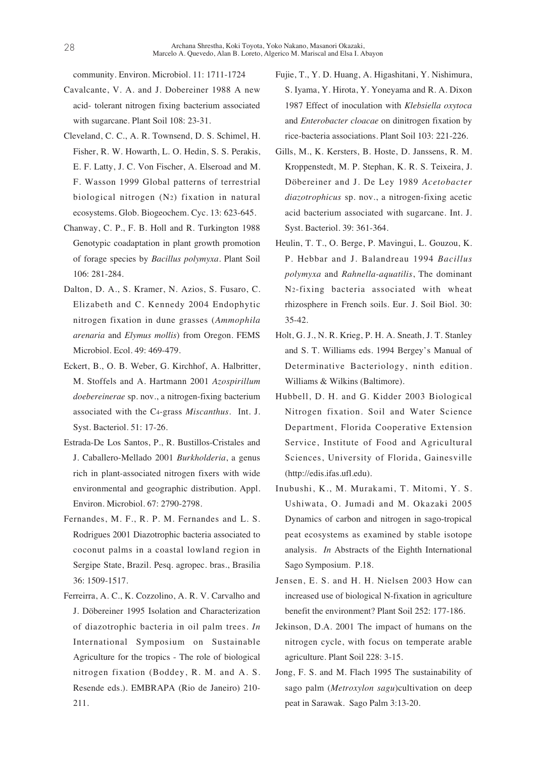community. Environ. Microbiol. 11: 1711-1724

Cavalcante, V. A. and J. Dobereiner 1988 A new acid- tolerant nitrogen fixing bacterium associated with sugarcane. Plant Soil 108: 23-31.

Cleveland, C. C., A. R. Townsend, D. S. Schimel, H. Fisher, R. W. Howarth, L. O. Hedin, S. S. Perakis, E. F. Latty, J. C. Von Fischer, A. Elseroad and M. F. Wasson 1999 Global patterns of terrestrial biological nitrogen ($N_2$) fixation in natural ecosystems. Glob. Biogeochem. Cyc. 13: 623-645.

Chanway, C. P., F. B. Holl and R. Turkington 1988 Genotypic coadaptation in plant growth promotion of forage species by *Bacillus polymyxa*. Plant Soil 106: 281-284.

Dalton, D. A., S. Kramer, N. Azios, S. Fusaro, C. Elizabeth and C. Kennedy 2004 Endophytic nitrogen fixation in dune grasses (*Ammophila arenaria* and *Elymus mollis*) from Oregon. FEMS Microbiol. Ecol. 49: 469-479.

Eckert, B., O. B. Weber, G. Kirchhof, A. Halbritter, M. Stoffels and A. Hartmann 2001 *Azospirillum doebereinerae* sp. nov., a nitrogen-fixing bacterium associated with the $C_4$-grass *Miscanthus*. Int. J. Syst. Bacteriol. 51: 17-26.

Estrada-De Los Santos, P., R. Bustillos-Cristales and J. Caballero-Mellado 2001 *Burkholderia*, a genus rich in plant-associated nitrogen fixers with wide environmental and geographic distribution. Appl. Environ. Microbiol. 67: 2790-2798.

Fernandes, M. F., R. P. M. Fernandes and L. S. Rodrigues 2001 Diazotrophic bacteria associated to coconut palms in a coastal lowland region in Sergipe State, Brazil. Pesq. agropec. bras., Brasilia 36: 1509-1517.

Ferreirra, A. C., K. Cozzolino, A. R. V. Carvalho and J. Döbereiner 1995 Isolation and Characterization of diazotrophic bacteria in oil palm trees. *In* International Symposium on Sustainable Agriculture for the tropics - The role of biological nitrogen fixation (Boddey, R. M. and A. S. Resende eds.). EMBRAPA (Rio de Janeiro) 210-211.

Fujie, T., Y. D. Huang, A. Higashitani, Y. Nishimura, S. Iyama, Y. Hirota, Y. Yoneyama and R. A. Dixon 1987 Effect of inoculation with *Klebsiella oxytoca* and *Enterobacter cloacae* on dinitrogen fixation by rice-bacteria associations. Plant Soil 103: 221-226.

Gills, M., K. Kersters, B. Hoste, D. Janssens, R. M. Kroppenstedt, M. P. Stephan, K. R. S. Teixeira, J. Döbereiner and J. De Ley 1989 *Acetobacter diazotrophicus* sp. nov., a nitrogen-fixing acetic acid bacterium associated with sugarcane. Int. J. Syst. Bacteriol. 39: 361-364.

Heulin, T. T., O. Berge, P. Mavingui, L. Gouzou, K. P. Hebbar and J. Balandreau 1994 *Bacillus polymyxa* and *Rahnella-aquatilis*, The dominant $N_2$-fixing bacteria associated with wheat rhizosphere in French soils. Eur. J. Soil Biol. 30: 35-42.

Holt, G. J., N. R. Krieg, P. H. A. Sneath, J. T. Stanley and S. T. Williams eds. 1994 Bergey's Manual of Determinative Bacteriology, ninth edition. Williams & Wilkins (Baltimore).

Hubbell, D. H. and G. Kidder 2003 Biological Nitrogen fixation. Soil and Water Science Department, Florida Cooperative Extension Service, Institute of Food and Agricultural Sciences, University of Florida, Gainesville (http://edis.ifas.ufl.edu).

Inubushi, K., M. Murakami, T. Mitomi, Y. S. Ushiwata, O. Jumadi and M. Okazaki 2005 Dynamics of carbon and nitrogen in sago-tropical peat ecosystems as examined by stable isotope analysis. *In* Abstracts of the Eighth International Sago Symposium. P.18.

Jensen, E. S. and H. H. Nielsen 2003 How can increased use of biological N-fixation in agriculture benefit the environment? Plant Soil 252: 177-186.

Jekinson, D.A. 2001 The impact of humans on the nitrogen cycle, with focus on temperate arable agriculture. Plant Soil 228: 3-15.

Jong, F. S. and M. Flach 1995 The sustainability of sago palm (*Metroxylon sagu*)cultivation on deep peat in Sarawak. Sago Palm 3:13-20.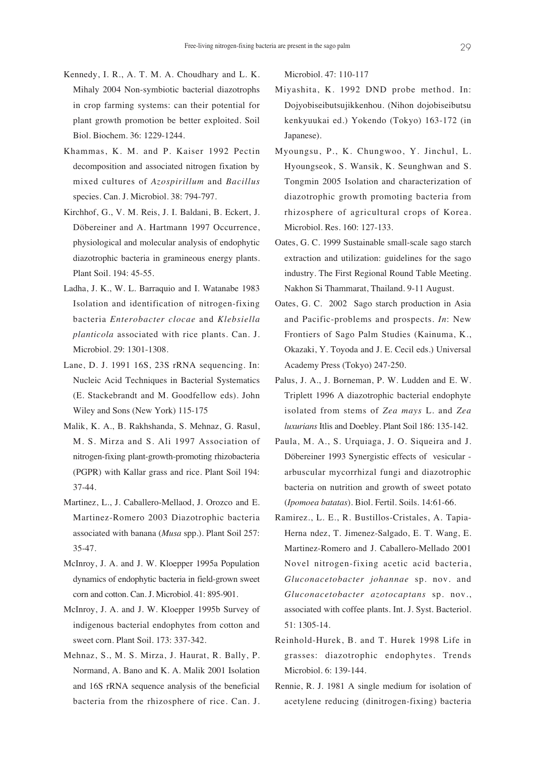Kennedy, I. R., A. T. M. A. Choudhary and L. K. Mihaly 2004 Non-symbiotic bacterial diazotrophs in crop farming systems: can their potential for plant growth promotion be better exploited. Soil Biol. Biochem. 36: 1229-1244.

Khammas, K. M. and P. Kaiser 1992 Pectin decomposition and associated nitrogen fixation by mixed cultures of *Azospirillum* and *Bacillus* species. Can. J. Microbiol. 38: 794-797.

Kirchhof, G., V. M. Reis, J. I. Baldani, B. Eckert, J. Döbereiner and A. Hartmann 1997 Occurrence, physiological and molecular analysis of endophytic diazotrophic bacteria in gramineous energy plants. Plant Soil. 194: 45-55.

Ladha, J. K., W. L. Barraquio and I. Watanabe 1983 Isolation and identification of nitrogen-fixing bacteria *Enterobacter clocae* and *Klebsiella planticola* associated with rice plants. Can. J. Microbiol. 29: 1301-1308.

Lane, D. J. 1991 16S, 23S rRNA sequencing. In: Nucleic Acid Techniques in Bacterial Systematics (E. Stackebrandt and M. Goodfellow eds). John Wiley and Sons (New York) 115-175

Malik, K. A., B. Rakhshanda, S. Mehnaz, G. Rasul, M. S. Mirza and S. Ali 1997 Association of nitrogen-fixing plant-growth-promoting rhizobacteria (PGPR) with Kallar grass and rice. Plant Soil 194: 37-44.

Martinez, L., J. Caballero-Mellaod, J. Orozco and E. Martinez-Romero 2003 Diazotrophic bacteria associated with banana (*Musa* spp.). Plant Soil 257: 35-47.

McInroy, J. A. and J. W. Kloepper 1995a Population dynamics of endophytic bacteria in field-grown sweet corn and cotton. Can. J. Microbiol. 41: 895-901.

McInroy, J. A. and J. W. Kloepper 1995b Survey of indigenous bacterial endophytes from cotton and sweet corn. Plant Soil. 173: 337-342.

Mehnaz, S., M. S. Mirza, J. Haurat, R. Bally, P. Normand, A. Bano and K. A. Malik 2001 Isolation and 16S rRNA sequence analysis of the beneficial bacteria from the rhizosphere of rice. Can. J. Microbiol. 47: 110-117

Miyashita, K. 1992 DND probe method. In: Dojyobiseibutsujikkenhou. (Nihon dojobiseibutsu kenkyuukai ed.) Yokendo (Tokyo) 163-172 (in Japanese).

Myoungsu, P., K. Chungwoo, Y. Jinchul, L. Hyoungseok, S. Wansik, K. Seunghwan and S. Tongmin 2005 Isolation and characterization of diazotrophic growth promoting bacteria from rhizosphere of agricultural crops of Korea. Microbiol. Res. 160: 127-133.

Oates, G. C. 1999 Sustainable small-scale sago starch extraction and utilization: guidelines for the sago industry. The First Regional Round Table Meeting. Nakhon Si Thammarat, Thailand. 9-11 August.

Oates, G. C. 2002 Sago starch production in Asia and Pacific-problems and prospects. *In*: New Frontiers of Sago Palm Studies (Kainuma, K., Okazaki, Y. Toyoda and J. E. Cecil eds.) Universal Academy Press (Tokyo) 247-250.

Palus, J. A., J. Borneman, P. W. Ludden and E. W. Triplett 1996 A diazotrophic bacterial endophyte isolated from stems of *Zea mays* L. and *Zea luxurians* Itlis and Doebley. Plant Soil 186: 135-142.

Paula, M. A., S. Urquiaga, J. O. Siqueira and J. Döbereiner 1993 Synergistic effects of vesicular - arbuscular mycorrhizal fungi and diazotrophic bacteria on nutrition and growth of sweet potato (*Ipomoea batatas*). Biol. Fertil. Soils. 14:61-66.

Ramirez., L. E., R. Bustillos-Cristales, A. Tapia-Herna ndez, T. Jimenez-Salgado, E. T. Wang, E. Martinez-Romero and J. Caballero-Mellado 2001 Novel nitrogen-fixing acetic acid bacteria, *Gluconacetobacter johannae* sp. nov. and *Gluconacetobacter azotocaptans* sp. nov., associated with coffee plants. Int. J. Syst. Bacteriol. 51: 1305-14.

Reinhold-Hurek, B. and T. Hurek 1998 Life in grasses: diazotrophic endophytes. Trends Microbiol. 6: 139-144.

Rennie, R. J. 1981 A single medium for isolation of acetylene reducing (dinitrogen-fixing) bacteria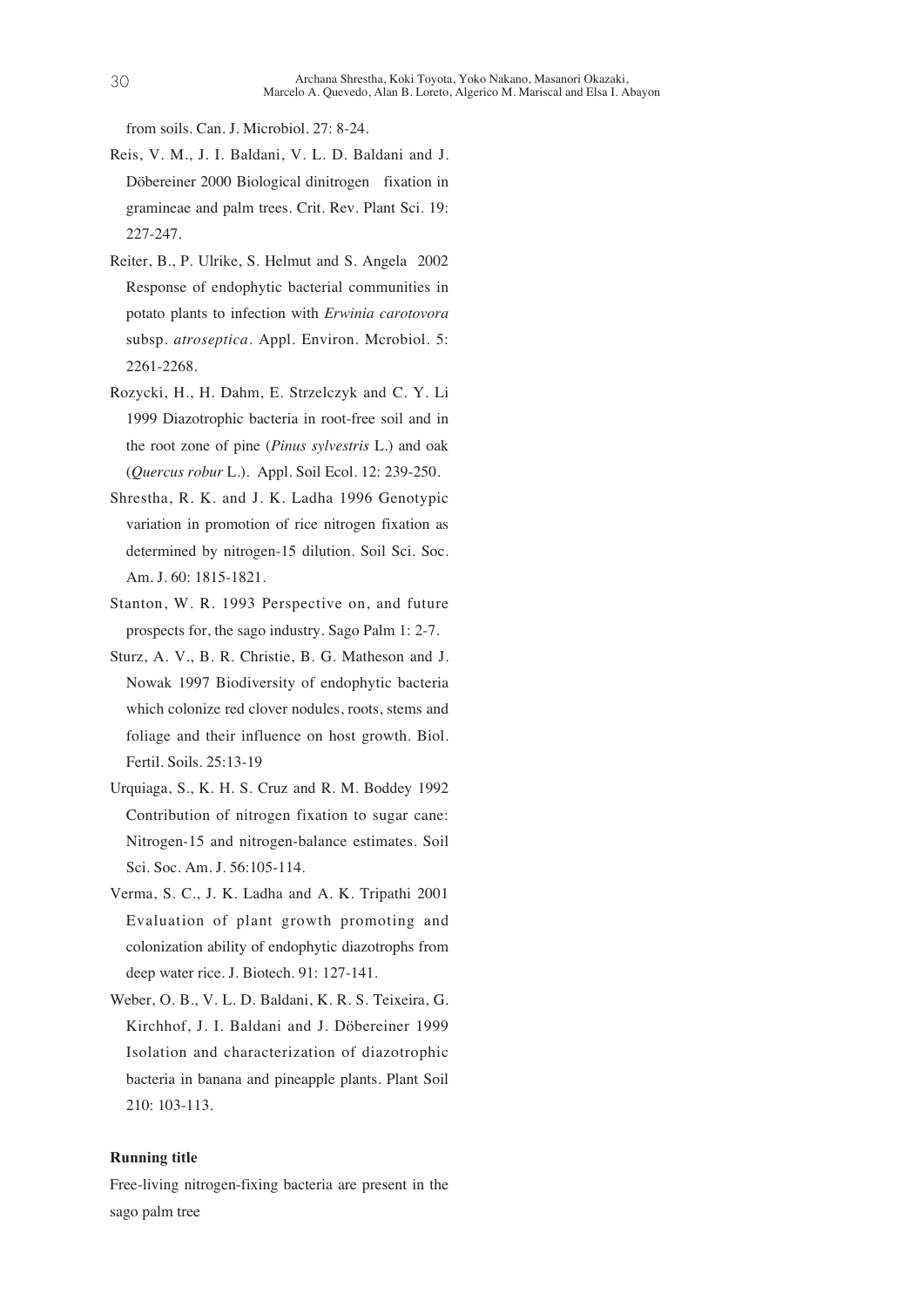from soils. Can. J. Microbiol. 27: 8-24.

Reis, V. M., J. I. Baldani, V. L. D. Baldani and J. Döbereiner 2000 Biological dinitrogen fixation in gramineae and palm trees. Crit. Rev. Plant Sci. 19: 227-247.

Reiter, B., P. Ulrike, S. Helmut and S. Angela 2002 Response of endophytic bacterial communities in potato plants to infection with *Erwinia carotovora* subsp. *atroseptica*. Appl. Environ. Mcrobiol. 5: 2261-2268.

Rozycki, H., H. Dahm, E. Strzelczyk and C. Y. Li 1999 Diazotrophic bacteria in root-free soil and in the root zone of pine (*Pinus sylvestris* L.) and oak (*Quercus robur* L.). Appl. Soil Ecol. 12: 239-250.

Shrestha, R. K. and J. K. Ladha 1996 Genotypic variation in promotion of rice nitrogen fixation as determined by nitrogen-15 dilution. Soil Sci. Soc. Am. J. 60: 1815-1821.

Stanton, W. R. 1993 Perspective on, and future prospects for, the sago industry. Sago Palm 1: 2-7.

Sturz, A. V., B. R. Christie, B. G. Matheson and J. Nowak 1997 Biodiversity of endophytic bacteria which colonize red clover nodules, roots, stems and foliage and their influence on host growth. Biol. Fertil. Soils. 25:13-19

Urquiaga, S., K. H. S. Cruz and R. M. Boddey 1992 Contribution of nitrogen fixation to sugar cane: Nitrogen-15 and nitrogen-balance estimates. Soil Sci. Soc. Am. J. 56:105-114.

Verma, S. C., J. K. Ladha and A. K. Tripathi 2001 Evaluation of plant growth promoting and colonization ability of endophytic diazotrophs from deep water rice. J. Biotech. 91: 127-141.

Weber, O. B., V. L. D. Baldani, K. R. S. Teixeira, G. Kirchhof, J. I. Baldani and J. Döbereiner 1999 Isolation and characterization of diazotrophic bacteria in banana and pineapple plants. Plant Soil 210: 103-113.

**Running title**

Free-living nitrogen-fixing bacteria are present in the sago palm tree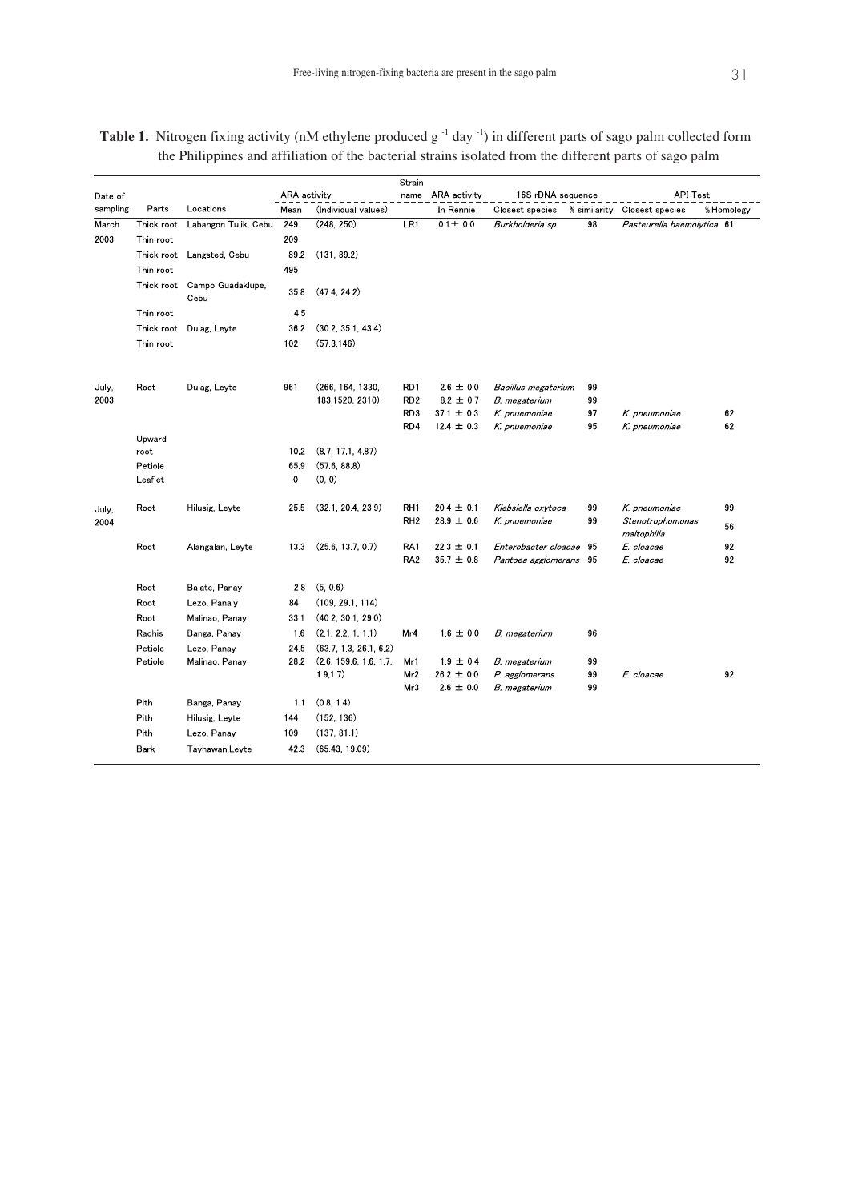**Table 1.** Nitrogen fixing activity (nM ethylene produced $g^{-1}$ $day^{-1}$) in different parts of sago palm collected form the Philippines and affiliation of the bacterial strains isolated from the different parts of sago palm

| Date of sampling | Parts | Locations | ARA activity Mean | (Individual values) | Strain name | ARA activity In Rennie | 16S rDNA sequence Closest species | % similarity | API Test Closest species | %Homology |
|---|---|---|---|---|---|---|---|---|---|---|
| March 2003 | Thick root | Labangon Tulik, Cebu | 249 | (248, 250) | LR1 | 0.1 ± 0.0 | *Burkholderia sp.* | 98 | *Pasteurella haemolytica* | 61 |
| | Thin root | | 209 | | | | | | | |
| | Thick root | Langsted, Cebu | 89.2 | (131, 89.2) | | | | | | |
| | Thin root | | 495 | | | | | | | |
| | Thick root | Campo Guadaklupe, Cebu | 35.8 | (47.4, 24.2) | | | | | | |
| | Thin root | | 4.5 | | | | | | | |
| | Thick root | Dulag, Leyte | 36.2 | (30.2, 35.1, 43.4) | | | | | | |
| | Thin root | | 102 | (57.3,146) | | | | | | |
| July, 2003 | Root | Dulag, Leyte | 961 | (266, 164, 1330, 183,1520, 2310) | RD1 | 2.6 ± 0.0 | *Bacillus megaterium* | 99 | | |
| | | | | | RD2 | 8.2 ± 0.7 | *B. megaterium* | 99 | | |
| | | | | | RD3 | 37.1 ± 0.3 | *K. pnuemoniae* | 97 | *K. pneumoniae* | 62 |
| | | | | | RD4 | 12.4 ± 0.3 | *K. pnuemoniae* | 95 | *K. pneumoniae* | 62 |
| | Upward root | | 10.2 | (8.7, 17.1, 4.87) | | | | | | |
| | Petiole | | 65.9 | (57.6, 88.8) | | | | | | |
| | Leaflet | | 0 | (0, 0) | | | | | | |
| July, 2004 | Root | Hilusig, Leyte | 25.5 | (32.1, 20.4, 23.9) | RH1 | 20.4 ± 0.1 | *Klebsiella oxytoca* | 99 | *K. pneumoniae* | 99 |
| | | | | | RH2 | 28.9 ± 0.6 | *K. pnuemoniae* | 99 | *Stenotrophomonas maltophilia* | 56 |
| | Root | Alangalan, Leyte | 13.3 | (25.6, 13.7, 0.7) | RA1 | 22.3 ± 0.1 | *Enterobacter cloacae* | 95 | *E. cloacae* | 92 |
| | | | | | RA2 | 35.7 ± 0.8 | *Pantoea agglomerans* | 95 | *E. cloacae* | 92 |
| | Root | Balate, Panay | 2.8 | (5, 0.6) | | | | | | |
| | Root | Lezo, Panaly | 84 | (109, 29.1, 114) | | | | | | |
| | Root | Malinao, Panay | 33.1 | (40.2, 30.1, 29.0) | | | | | | |
| | Rachis | Banga, Panay | 1.6 | (2.1, 2.2, 1, 1.1) | Mr4 | 1.6 ± 0.0 | *B. megaterium* | 96 | | |
| | Petiole | Lezo, Panay | 24.5 | (63.7, 1.3, 26.1, 6.2) | | | | | | |
| | Petiole | Malinao, Panay | 28.2 | (2.6, 159.6, 1.6, 1.7, 1.9,1.7) | Mr1 | 1.9 ± 0.4 | *B. megaterium* | 99 | | |
| | | | | | Mr2 | 26.2 ± 0.0 | *P. agglomerans* | 99 | *E. cloacae* | 92 |
| | | | | | Mr3 | 2.6 ± 0.0 | *B. megaterium* | 99 | | |
| | Pith | Banga, Panay | 1.1 | (0.8, 1.4) | | | | | | |
| | Pith | Hilusig, Leyte | 144 | (152, 136) | | | | | | |
| | Pith | Lezo, Panay | 109 | (137, 81.1) | | | | | | |
| | Bark | Tayhawan,Leyte | 42.3 | (65.43, 19.09) | | | | | | |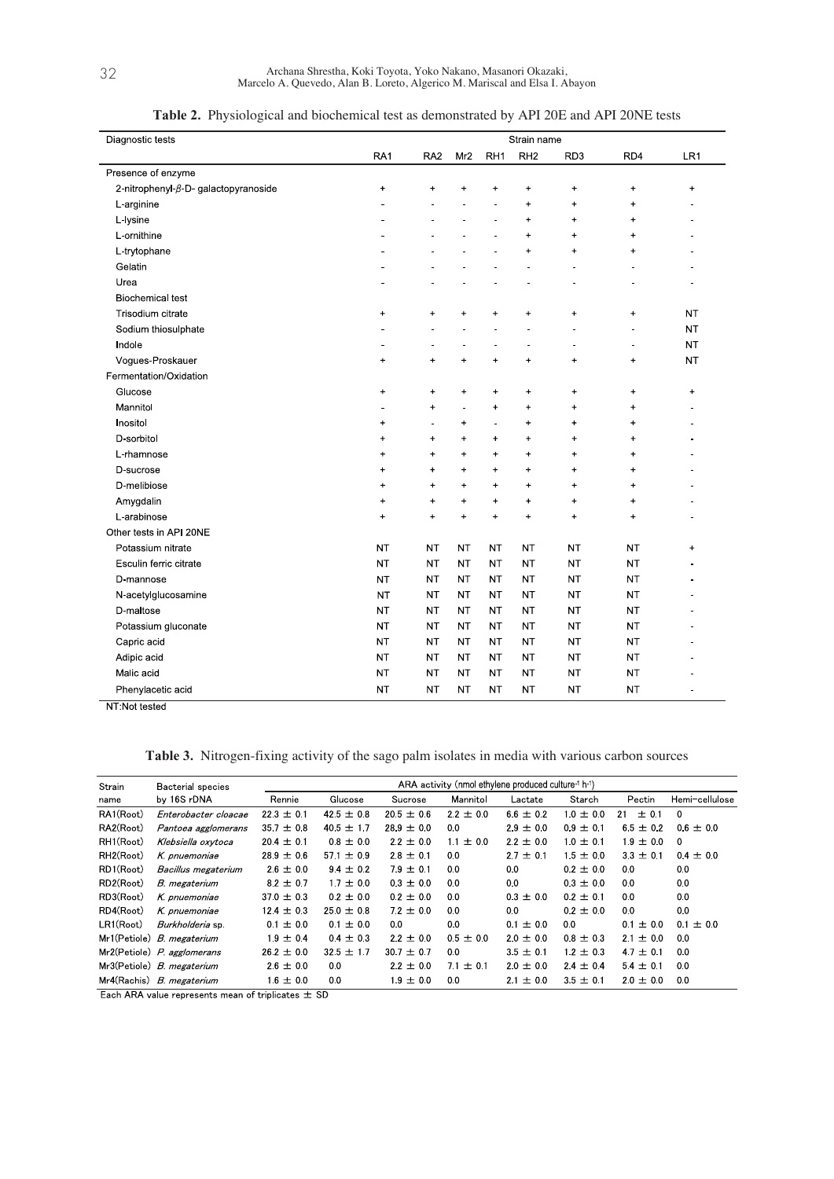**Table 2.** Physiological and biochemical test as demonstrated by API 20E and API 20NE tests

| Diagnostic tests | Strain name | | | | | | | |
|---|---|---|---|---|---|---|---|---|
| | RA1 | RA2 | Mr2 | RH1 | RH2 | RD3 | RD4 | LR1 |
| Presence of enzyme | | | | | | | | |
| 2-nitrophenyl-$\beta$-D- galactopyranoside | + | + | + | + | + | + | + | + |
| L-arginine | - | - | - | - | + | + | + | - |
| L-lysine | - | - | - | - | + | + | + | - |
| L-ornithine | - | - | - | - | + | + | + | - |
| L-trytophane | - | - | - | - | + | + | + | - |
| Gelatin | - | - | - | - | - | - | - | - |
| Urea | - | - | - | - | - | - | - | - |
| Biochemical test | | | | | | | | |
| Trisodium citrate | + | + | + | + | + | + | + | NT |
| Sodium thiosulphate | - | - | - | - | - | - | - | NT |
| Indole | - | - | - | - | - | - | - | NT |
| Vogues-Proskauer | + | + | + | + | + | + | + | NT |
| Fermentation/Oxidation | | | | | | | | |
| Glucose | + | + | + | + | + | + | + | + |
| Mannitol | - | + | - | + | + | + | + | - |
| Inositol | + | - | + | - | + | + | + | - |
| D-sorbitol | + | + | + | + | + | + | + | - |
| L-rhamnose | + | + | + | + | + | + | + | - |
| D-sucrose | + | + | + | + | + | + | + | - |
| D-melibiose | + | + | + | + | + | + | + | - |
| Amygdalin | + | + | + | + | + | + | + | - |
| L-arabinose | + | + | + | + | + | + | + | - |
| Other tests in API 20NE | | | | | | | | |
| Potassium nitrate | NT | NT | NT | NT | NT | NT | NT | + |
| Esculin ferric citrate | NT | NT | NT | NT | NT | NT | NT | - |
| D-mannose | NT | NT | NT | NT | NT | NT | NT | - |
| N-acetylglucosamine | NT | NT | NT | NT | NT | NT | NT | - |
| D-maltose | NT | NT | NT | NT | NT | NT | NT | - |
| Potassium gluconate | NT | NT | NT | NT | NT | NT | NT | - |
| Capric acid | NT | NT | NT | NT | NT | NT | NT | - |
| Adipic acid | NT | NT | NT | NT | NT | NT | NT | - |
| Malic acid | NT | NT | NT | NT | NT | NT | NT | - |
| Phenylacetic acid | NT | NT | NT | NT | NT | NT | NT | - |

NT:Not tested

**Table 3.** Nitrogen-fixing activity of the sago palm isolates in media with various carbon sources

| Strain name | Bacterial species by 16S rDNA | ARA activity (nmol ethylene produced culture$^{-1}$ h$^{-1}$) | | | | | | | |
|---|---|---|---|---|---|---|---|---|---|
| | | Rennie | Glucose | Sucrose | Mannitol | Lactate | Starch | Pectin | Hemi-cellulose |
| RA1(Root) | *Enterobacter cloacae* | 22.3 ± 0.1 | 42.5 ± 0.8 | 20.5 ± 0.6 | 2.2 ± 0.0 | 6.6 ± 0.2 | 1.0 ± 0.0 | 21 ± 0.1 | 0 |
| RA2(Root) | *Pantoea agglomerans* | 35.7 ± 0.8 | 40.5 ± 1.7 | 28.9 ± 0.0 | 0.0 | 2.9 ± 0.0 | 0.9 ± 0.1 | 6.5 ± 0.2 | 0.6 ± 0.0 |
| RH1(Root) | *Klebsiella oxytoca* | 20.4 ± 0.1 | 0.8 ± 0.0 | 2.2 ± 0.0 | 1.1 ± 0.0 | 2.2 ± 0.0 | 1.0 ± 0.1 | 1.9 ± 0.0 | 0 |
| RH2(Root) | *K. pnuemoniae* | 28.9 ± 0.6 | 57.1 ± 0.9 | 2.8 ± 0.1 | 0.0 | 2.7 ± 0.1 | 1.5 ± 0.0 | 3.3 ± 0.1 | 0.4 ± 0.0 |
| RD1(Root) | *Bacillus megaterium* | 2.6 ± 0.0 | 9.4 ± 0.2 | 7.9 ± 0.1 | 0.0 | 0.0 | 0.2 ± 0.0 | 0.0 | 0.0 |
| RD2(Root) | *B. megaterium* | 8.2 ± 0.7 | 1.7 ± 0.0 | 0.3 ± 0.0 | 0.0 | 0.0 | 0.3 ± 0.0 | 0.0 | 0.0 |
| RD3(Root) | *K. pnuemoniae* | 37.0 ± 0.3 | 0.2 ± 0.0 | 0.2 ± 0.0 | 0.0 | 0.3 ± 0.0 | 0.2 ± 0.1 | 0.0 | 0.0 |
| RD4(Root) | *K. pnuemoniae* | 12.4 ± 0.3 | 25.0 ± 0.8 | 7.2 ± 0.0 | 0.0 | 0.0 | 0.2 ± 0.0 | 0.0 | 0.0 |
| LR1(Root) | *Burkholderia* sp. | 0.1 ± 0.0 | 0.1 ± 0.0 | 0.0 | 0.0 | 0.1 ± 0.0 | 0.0 | 0.1 ± 0.0 | 0.1 ± 0.0 |
| Mr1(Petiole) | *B. megaterium* | 1.9 ± 0.4 | 0.4 ± 0.3 | 2.2 ± 0.0 | 0.5 ± 0.0 | 2.0 ± 0.0 | 0.8 ± 0.3 | 2.1 ± 0.0 | 0.0 |
| Mr2(Petiole) | *P. agglomerans* | 26.2 ± 0.0 | 32.5 ± 1.7 | 30.7 ± 0.7 | 0.0 | 3.5 ± 0.1 | 1.2 ± 0.3 | 4.7 ± 0.1 | 0.0 |
| Mr3(Petiole) | *B. megaterium* | 2.6 ± 0.0 | 0.0 | 2.2 ± 0.0 | 7.1 ± 0.1 | 2.0 ± 0.0 | 2.4 ± 0.4 | 5.4 ± 0.1 | 0.0 |
| Mr4(Rachis) | *B. megaterium* | 1.6 ± 0.0 | 0.0 | 1.9 ± 0.0 | 0.0 | 2.1 ± 0.0 | 3.5 ± 0.1 | 2.0 ± 0.0 | 0.0 |

Each ARA value represents mean of triplicates ± SD